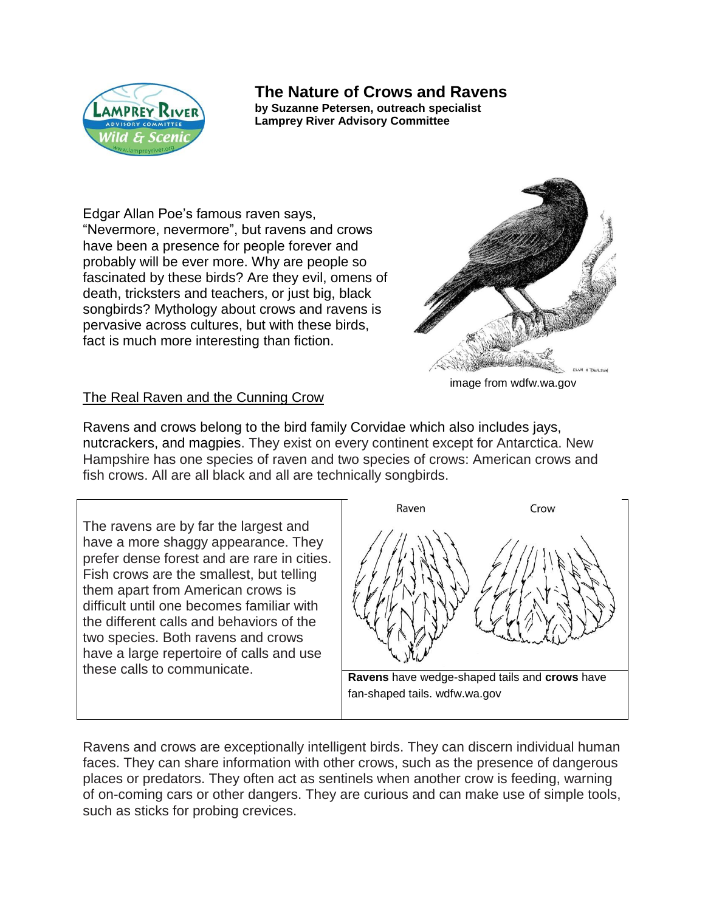# The Nature of Crows and Ravens

**by Suzanne Petersen, outreach specialist**
**Lamprey River Advisory Committee**

Edgar Allan Poe's famous raven says, "Nevermore, nevermore", but ravens and crows have been a presence for people forever and probably will be ever more. Why are people so fascinated by these birds? Are they evil, omens of death, tricksters and teachers, or just big, black songbirds? Mythology about crows and ravens is pervasive across cultures, but with these birds, fact is much more interesting than fiction.

image from wdfw.wa.gov

## The Real Raven and the Cunning Crow

Ravens and crows belong to the bird family Corvidae which also includes jays, nutcrackers, and magpies. They exist on every continent except for Antarctica. New Hampshire has one species of raven and two species of crows: American crows and fish crows. All are all black and all are technically songbirds.

The ravens are by far the largest and have a more shaggy appearance. They prefer dense forest and are rare in cities. Fish crows are the smallest, but telling them apart from American crows is difficult until one becomes familiar with the different calls and behaviors of the two species. Both ravens and crows have a large repertoire of calls and use these calls to communicate.

**Ravens** have wedge-shaped tails and **crows** have fan-shaped tails. wdfw.wa.gov

Ravens and crows are exceptionally intelligent birds. They can discern individual human faces. They can share information with other crows, such as the presence of dangerous places or predators. They often act as sentinels when another crow is feeding, warning of on-coming cars or other dangers. They are curious and can make use of simple tools, such as sticks for probing crevices.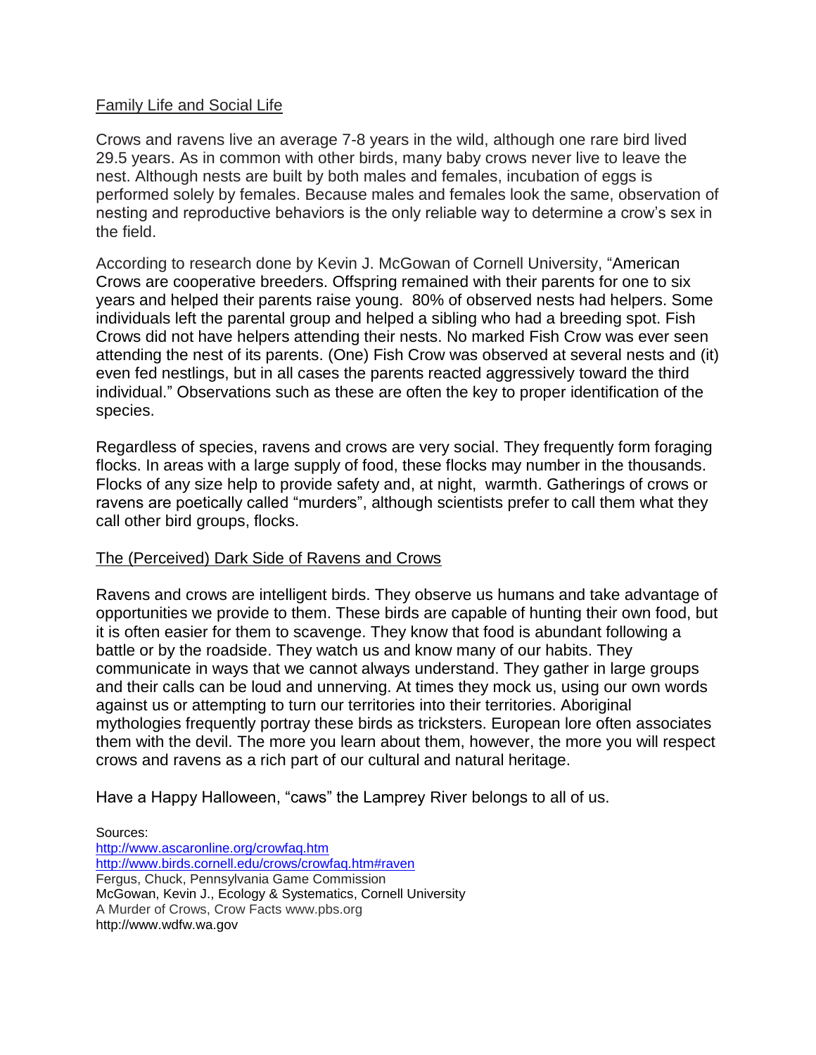## Family Life and Social Life

Crows and ravens live an average 7-8 years in the wild, although one rare bird lived 29.5 years. As in common with other birds, many baby crows never live to leave the nest. Although nests are built by both males and females, incubation of eggs is performed solely by females. Because males and females look the same, observation of nesting and reproductive behaviors is the only reliable way to determine a crow's sex in the field.

According to research done by Kevin J. McGowan of Cornell University, "American Crows are cooperative breeders. Offspring remained with their parents for one to six years and helped their parents raise young. 80% of observed nests had helpers. Some individuals left the parental group and helped a sibling who had a breeding spot. Fish Crows did not have helpers attending their nests. No marked Fish Crow was ever seen attending the nest of its parents. (One) Fish Crow was observed at several nests and (it) even fed nestlings, but in all cases the parents reacted aggressively toward the third individual." Observations such as these are often the key to proper identification of the species.

Regardless of species, ravens and crows are very social. They frequently form foraging flocks. In areas with a large supply of food, these flocks may number in the thousands. Flocks of any size help to provide safety and, at night, warmth. Gatherings of crows or ravens are poetically called "murders", although scientists prefer to call them what they call other bird groups, flocks.

## The (Perceived) Dark Side of Ravens and Crows

Ravens and crows are intelligent birds. They observe us humans and take advantage of opportunities we provide to them. These birds are capable of hunting their own food, but it is often easier for them to scavenge. They know that food is abundant following a battle or by the roadside. They watch us and know many of our habits. They communicate in ways that we cannot always understand. They gather in large groups and their calls can be loud and unnerving. At times they mock us, using our own words against us or attempting to turn our territories into their territories. Aboriginal mythologies frequently portray these birds as tricksters. European lore often associates them with the devil. The more you learn about them, however, the more you will respect crows and ravens as a rich part of our cultural and natural heritage.

Have a Happy Halloween, "caws" the Lamprey River belongs to all of us.

Sources:
http://www.ascaronline.org/crowfaq.htm
http://www.birds.cornell.edu/crows/crowfaq.htm#raven
Fergus, Chuck, Pennsylvania Game Commission
McGowan, Kevin J., Ecology & Systematics, Cornell University
A Murder of Crows, Crow Facts www.pbs.org
http://www.wdfw.wa.gov